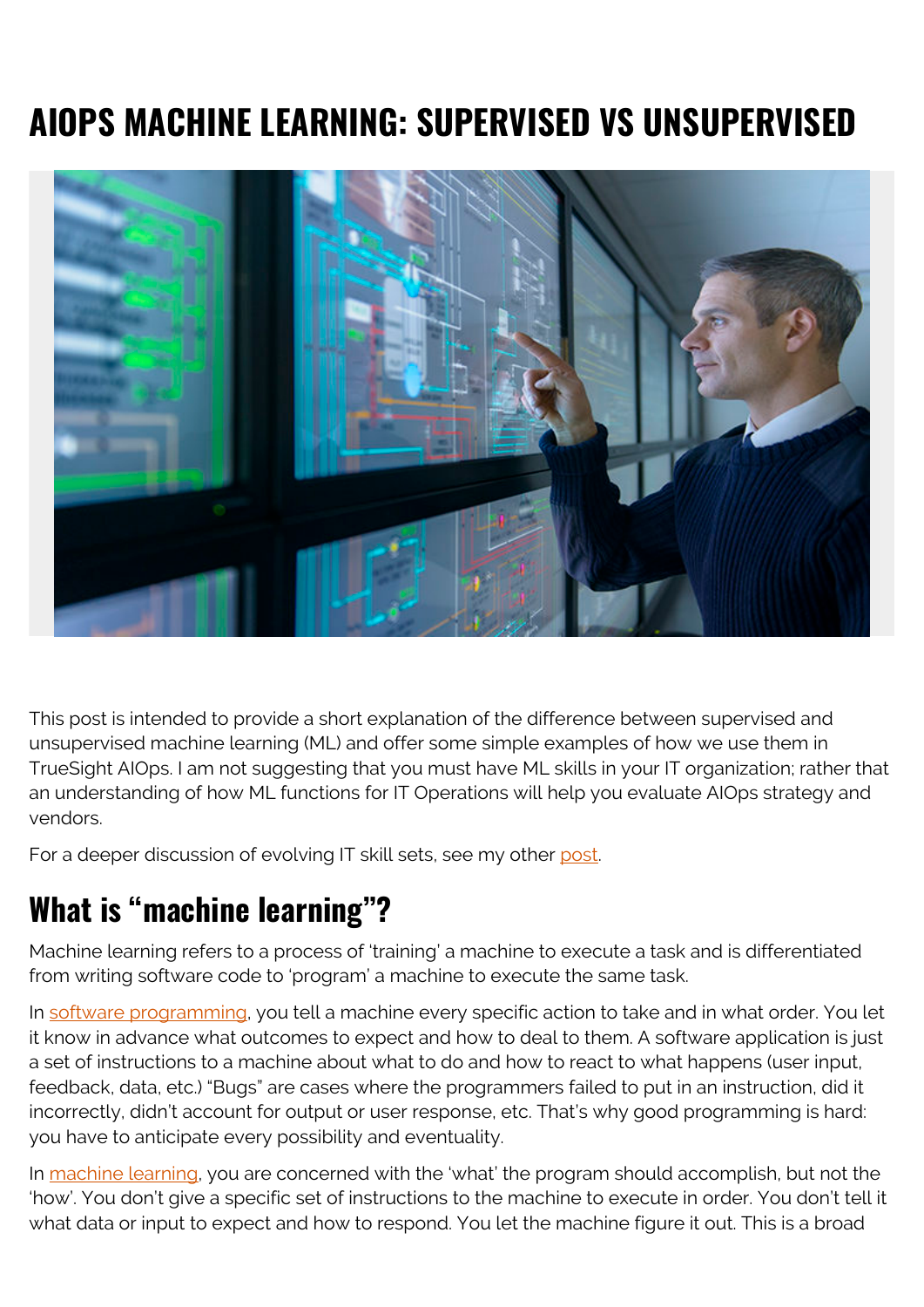# AIOPS MACHINE LEARNING: SUPERVISED VS UNSUPERVISED

This post is intended to provide a short explanation of the difference between supervised and unsupervised machine learning (ML) and offer some simple examples of how we use them in TrueSight AIOps. I am not suggesting that you must have ML skills in your IT organization; rather that an understanding of how ML functions for IT Operations will help you evaluate AIOps strategy and vendors.

For a deeper discussion of evolving IT skill sets, see my other post.

## What is "machine learning"?

Machine learning refers to a process of 'training' a machine to execute a task and is differentiated from writing software code to 'program' a machine to execute the same task.

In software programming, you tell a machine every specific action to take and in what order. You let it know in advance what outcomes to expect and how to deal to them. A software application is just a set of instructions to a machine about what to do and how to react to what happens (user input, feedback, data, etc.) "Bugs" are cases where the programmers failed to put in an instruction, did it incorrectly, didn't account for output or user response, etc. That's why good programming is hard: you have to anticipate every possibility and eventuality.

In machine learning, you are concerned with the 'what' the program should accomplish, but not the 'how'. You don't give a specific set of instructions to the machine to execute in order. You don't tell it what data or input to expect and how to respond. You let the machine figure it out. This is a broad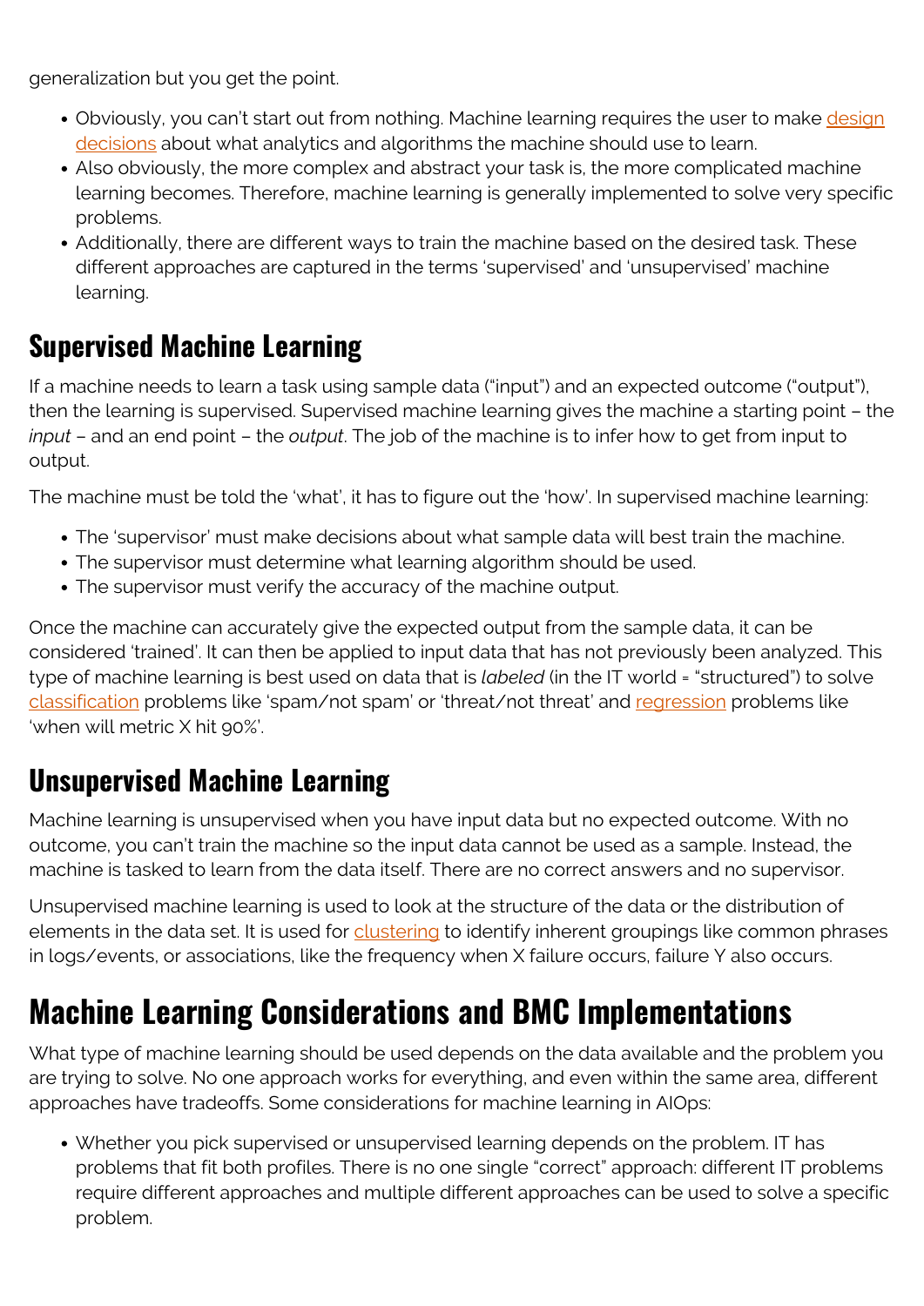generalization but you get the point.

- Obviously, you can't start out from nothing. Machine learning requires the user to make design decisions about what analytics and algorithms the machine should use to learn.
- Also obviously, the more complex and abstract your task is, the more complicated machine learning becomes. Therefore, machine learning is generally implemented to solve very specific problems.
- Additionally, there are different ways to train the machine based on the desired task. These different approaches are captured in the terms 'supervised' and 'unsupervised' machine learning.

## Supervised Machine Learning

If a machine needs to learn a task using sample data ("input") and an expected outcome ("output"), then the learning is supervised. Supervised machine learning gives the machine a starting point – the *input* – and an end point – the *output*. The job of the machine is to infer how to get from input to output.

The machine must be told the 'what', it has to figure out the 'how'. In supervised machine learning:

- The 'supervisor' must make decisions about what sample data will best train the machine.
- The supervisor must determine what learning algorithm should be used.
- The supervisor must verify the accuracy of the machine output.

Once the machine can accurately give the expected output from the sample data, it can be considered 'trained'. It can then be applied to input data that has not previously been analyzed. This type of machine learning is best used on data that is *labeled* (in the IT world = "structured") to solve classification problems like 'spam/not spam' or 'threat/not threat' and regression problems like 'when will metric X hit 90%'.

## Unsupervised Machine Learning

Machine learning is unsupervised when you have input data but no expected outcome. With no outcome, you can't train the machine so the input data cannot be used as a sample. Instead, the machine is tasked to learn from the data itself. There are no correct answers and no supervisor.

Unsupervised machine learning is used to look at the structure of the data or the distribution of elements in the data set. It is used for clustering to identify inherent groupings like common phrases in logs/events, or associations, like the frequency when X failure occurs, failure Y also occurs.

# Machine Learning Considerations and BMC Implementations

What type of machine learning should be used depends on the data available and the problem you are trying to solve. No one approach works for everything, and even within the same area, different approaches have tradeoffs. Some considerations for machine learning in AIOps:

- Whether you pick supervised or unsupervised learning depends on the problem. IT has problems that fit both profiles. There is no one single "correct" approach: different IT problems require different approaches and multiple different approaches can be used to solve a specific problem.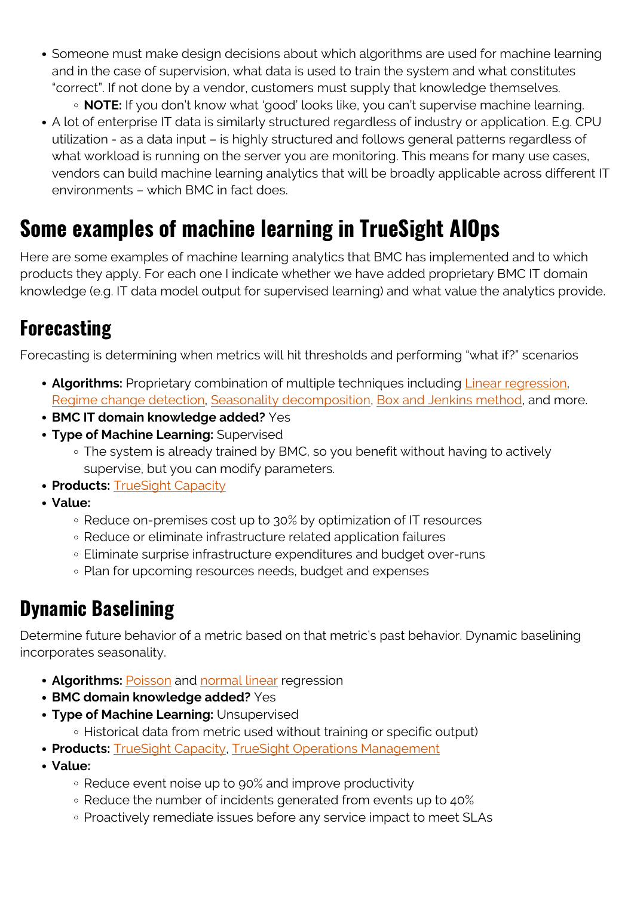- Someone must make design decisions about which algorithms are used for machine learning and in the case of supervision, what data is used to train the system and what constitutes "correct". If not done by a vendor, customers must supply that knowledge themselves.
    - **NOTE:** If you don't know what 'good' looks like, you can't supervise machine learning.
- A lot of enterprise IT data is similarly structured regardless of industry or application. E.g. CPU utilization - as a data input – is highly structured and follows general patterns regardless of what workload is running on the server you are monitoring. This means for many use cases, vendors can build machine learning analytics that will be broadly applicable across different IT environments – which BMC in fact does.

# Some examples of machine learning in TrueSight AIOps

Here are some examples of machine learning analytics that BMC has implemented and to which products they apply. For each one I indicate whether we have added proprietary BMC IT domain knowledge (e.g. IT data model output for supervised learning) and what value the analytics provide.

## Forecasting

Forecasting is determining when metrics will hit thresholds and performing "what if?" scenarios

- **Algorithms:** Proprietary combination of multiple techniques including Linear regression, Regime change detection, Seasonality decomposition, Box and Jenkins method, and more.
- **BMC IT domain knowledge added?** Yes
- **Type of Machine Learning:** Supervised
    - The system is already trained by BMC, so you benefit without having to actively supervise, but you can modify parameters.
- **Products:** TrueSight Capacity
- **Value:**
    - Reduce on-premises cost up to 30% by optimization of IT resources
    - Reduce or eliminate infrastructure related application failures
    - Eliminate surprise infrastructure expenditures and budget over-runs
    - Plan for upcoming resources needs, budget and expenses

## Dynamic Baselining

Determine future behavior of a metric based on that metric's past behavior. Dynamic baselining incorporates seasonality.

- **Algorithms:** Poisson and normal linear regression
- **BMC domain knowledge added?** Yes
- **Type of Machine Learning:** Unsupervised
    - Historical data from metric used without training or specific output)
- **Products:** TrueSight Capacity, TrueSight Operations Management
- **Value:**
    - Reduce event noise up to 90% and improve productivity
    - Reduce the number of incidents generated from events up to 40%
    - Proactively remediate issues before any service impact to meet SLAs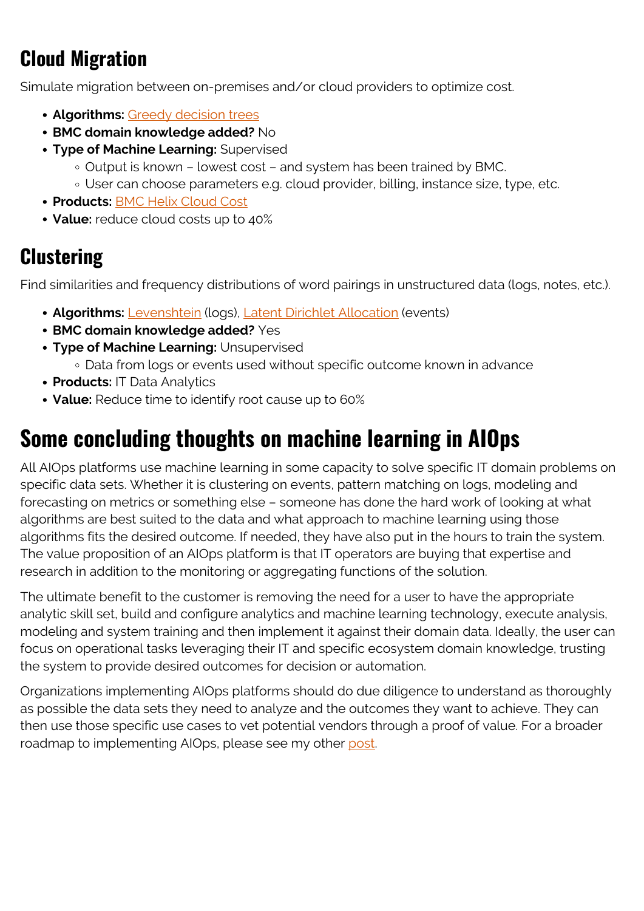### Cloud Migration

Simulate migration between on-premises and/or cloud providers to optimize cost.

- **Algorithms:** Greedy decision trees
- **BMC domain knowledge added?** No
- **Type of Machine Learning:** Supervised
  - Output is known – lowest cost – and system has been trained by BMC.
  - User can choose parameters e.g. cloud provider, billing, instance size, type, etc.
- **Products:** BMC Helix Cloud Cost
- **Value:** reduce cloud costs up to 40%

### Clustering

Find similarities and frequency distributions of word pairings in unstructured data (logs, notes, etc.).

- **Algorithms:** Levenshtein (logs), Latent Dirichlet Allocation (events)
- **BMC domain knowledge added?** Yes
- **Type of Machine Learning:** Unsupervised
  - Data from logs or events used without specific outcome known in advance
- **Products:** IT Data Analytics
- **Value:** Reduce time to identify root cause up to 60%

## Some concluding thoughts on machine learning in AIOps

All AIOps platforms use machine learning in some capacity to solve specific IT domain problems on specific data sets. Whether it is clustering on events, pattern matching on logs, modeling and forecasting on metrics or something else – someone has done the hard work of looking at what algorithms are best suited to the data and what approach to machine learning using those algorithms fits the desired outcome. If needed, they have also put in the hours to train the system. The value proposition of an AIOps platform is that IT operators are buying that expertise and research in addition to the monitoring or aggregating functions of the solution.

The ultimate benefit to the customer is removing the need for a user to have the appropriate analytic skill set, build and configure analytics and machine learning technology, execute analysis, modeling and system training and then implement it against their domain data. Ideally, the user can focus on operational tasks leveraging their IT and specific ecosystem domain knowledge, trusting the system to provide desired outcomes for decision or automation.

Organizations implementing AIOps platforms should do due diligence to understand as thoroughly as possible the data sets they need to analyze and the outcomes they want to achieve. They can then use those specific use cases to vet potential vendors through a proof of value. For a broader roadmap to implementing AIOps, please see my other post.